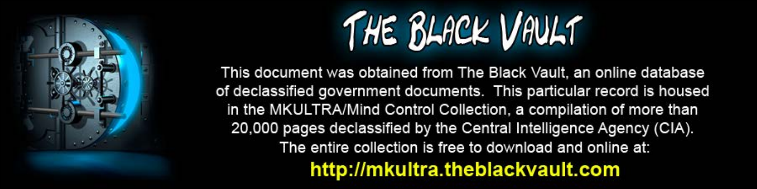# THE BLACK VAULT

This document was obtained from The Black Vault, an online database of declassified government documents. This particular record is housed in the MKULTRA/Mind Control Collection, a compilation of more than 20,000 pages declassified by the Central Intelligence Agency (CIA). The entire collection is free to download and online at:

**http://mkultra.theblackvault.com**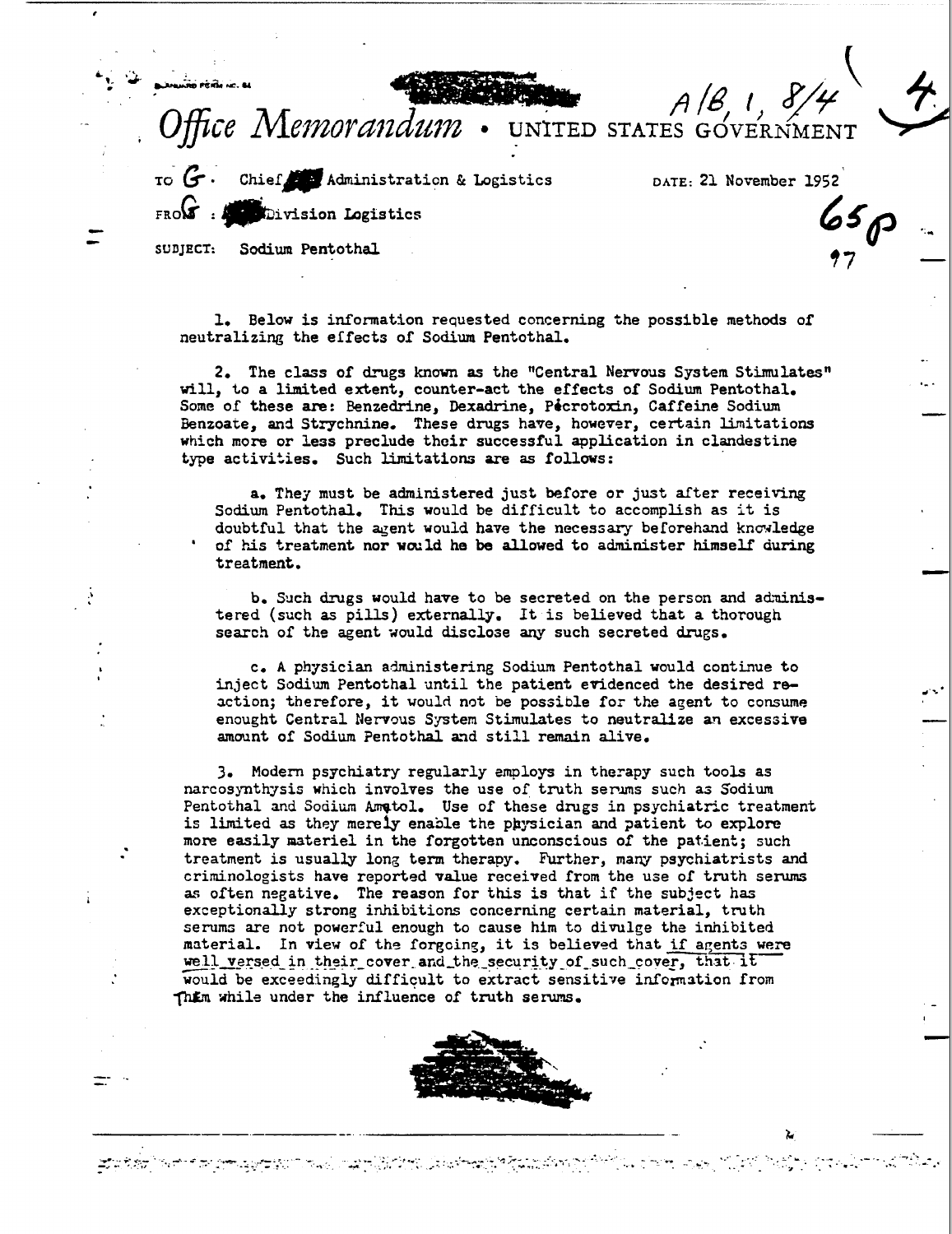A/B, 1, 8/4

4

# Office Memorandum • UNITED STATES GOVERNMENT

TO G. Chief, Administration & Logistics

DATE: 21 November 1952

FROM G: Division Logistics

SUBJECT: Sodium Pentothal

65p

97

1. Below is information requested concerning the possible methods of neutralizing the effects of Sodium Pentothal.

2. The class of drugs known as the "Central Nervous System Stimulates" will, to a limited extent, counter-act the effects of Sodium Pentothal. Some of these are: Benzedrine, Dexadrine, Picrotoxin, Caffeine Sodium Benzoate, and Strychnine. These drugs have, however, certain limitations which more or less preclude their successful application in clandestine type activities. Such limitations are as follows:

   a. They must be administered just before or just after receiving Sodium Pentothal. This would be difficult to accomplish as it is doubtful that the agent would have the necessary beforehand knowledge of his treatment nor would he be allowed to administer himself during treatment.

   b. Such drugs would have to be secreted on the person and administered (such as pills) externally. It is believed that a thorough search of the agent would disclose any such secreted drugs.

   c. A physician administering Sodium Pentothal would continue to inject Sodium Pentothal until the patient evidenced the desired reaction; therefore, it would not be possible for the agent to consume enought Central Nervous System Stimulates to neutralize an excessive amount of Sodium Pentothal and still remain alive.

3. Modern psychiatry regularly employs in therapy such tools as narcosynthysis which involves the use of truth serums such as Sodium Pentothal and Sodium Amytol. Use of these drugs in psychiatric treatment is limited as they merely enable the physician and patient to explore more easily materiel in the forgotten unconscious of the patient; such treatment is usually long term therapy. Further, many psychiatrists and criminologists have reported value received from the use of truth serums as often negative. The reason for this is that if the subject has exceptionally strong inhibitions concerning certain material, truth serums are not powerful enough to cause him to divulge the inhibited material. In view of the forgoing, it is believed that <u>if agents were well versed in their cover and the security of such cover</u>, that it would be exceedingly difficult to extract sensitive information from them while under the influence of truth serums.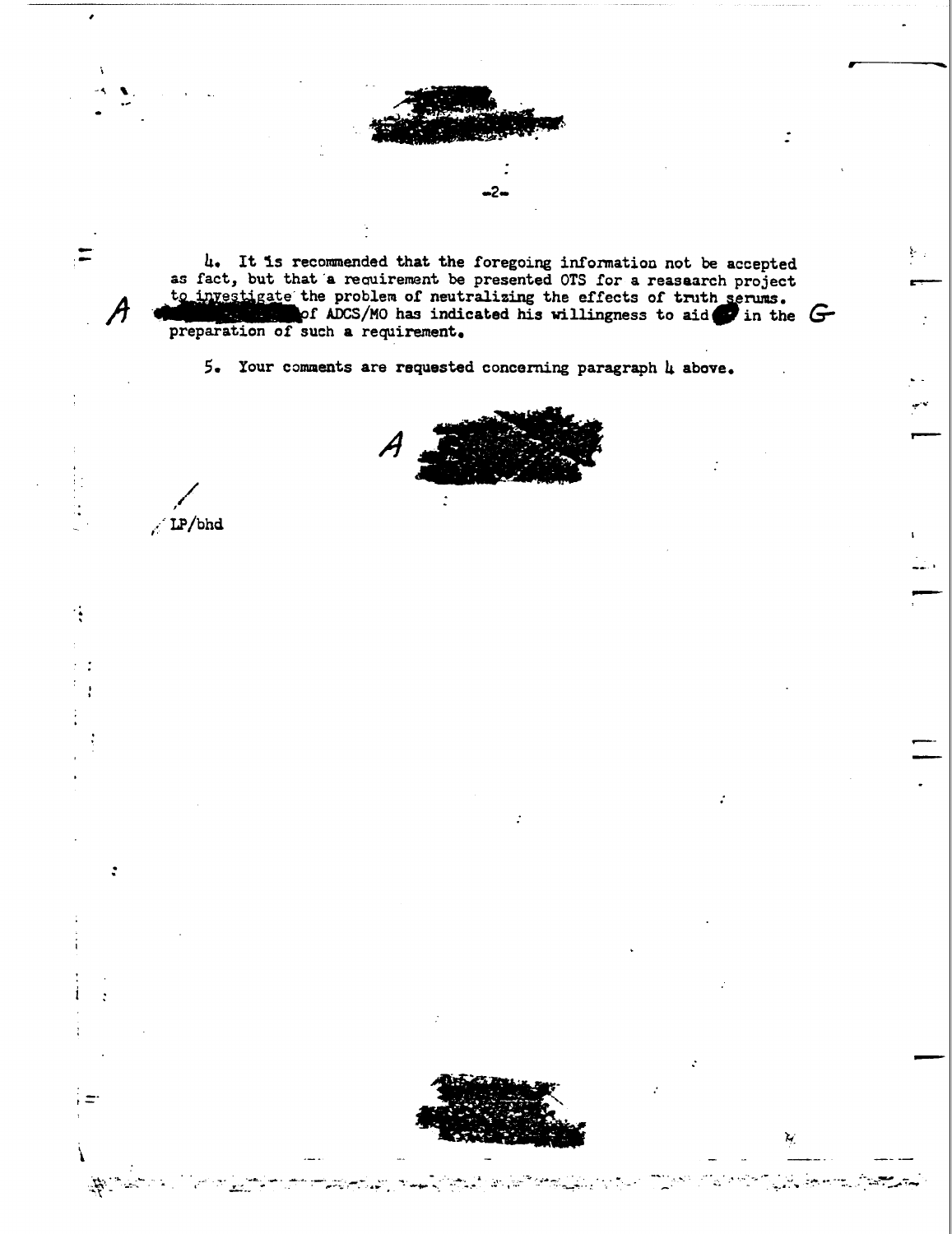4. It is recommended that the foregoing information not be accepted as fact, but that a requirement be presented OTS for a reasearch project to investigate the problem of neutralizing the effects of truth serums. [redacted] of ADCS/MO has indicated his willingness to aid [redacted] in the preparation of such a requirement.

5. Your comments are requested concerning paragraph 4 above.

[redacted]

LP/bhd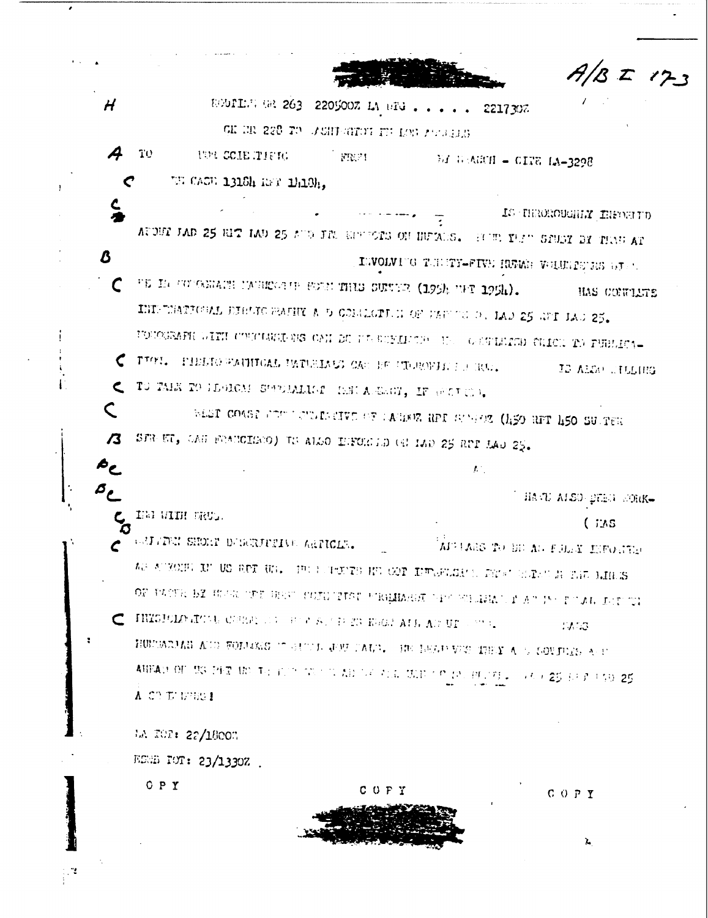A/B I 173

H ROUTINE OR 263 220500Z LA UTG . . . . . 221730Z

OR OR 228 TO WASHINGTON FM LOS ANGELES

A TO FOR SCIENTIFIC FROM BY BRANCH - CITE LA-3298

C RE CASE 13184 RPT 13184,

C IS THOROUGHLY INFORMED ABOUT LAD 25 RPT LAD 25 AND ITS EFFECTS ON HUMANS. ... STUDY BY ... AT

B INVOLVING THIRTY-FIVE HUMAN VOLUNTEERS ...

C ... THIS SUMMER (1954 RPT 1954). HAS COMPLETE INTERNATIONAL BIBLIOGRAPHY AND COLLECTION OF ... LAD 25 RPT LAD 25. MONOGRAPH WITH ... CAN BE ... PRIOR TO PUBLICA-

C TION. BIBLIOGRAPHICAL MATERIALS CAN BE ... IS ALSO WILLING

C TO TALK TO ... SPECIALIST ... IF ...

C WEST COAST ... OF SANDOZ RPT SANDOZ (450 RPT 450 SUTTER

B STREET, SAN FRANCISCO) IS ALSO INFORMED ON LAD 25 RPT LAD 25.

BC

BC HAVE ALSO BEEN WORK-

C D ING WITH DRUG. ( HAS

C ... SHORT DESCRIPTIVE ARTICLE. APPEARS TO BE AS FULLY INFORMED AS ANYONE IN US RPT US. ... NOT ... THE LINES OF ... BY ... AT ... FOR ...

C PHYSIOLOGICAL ... ALL AS UP ... HAS HUNGARIANS AND ... THEY ARE ... AHEAD OF US RPT US ... 25 ... 25 A ...!

LA TOT: 22/1800Z

ESWB TOT: 23/1330Z

COPY COPY COPY